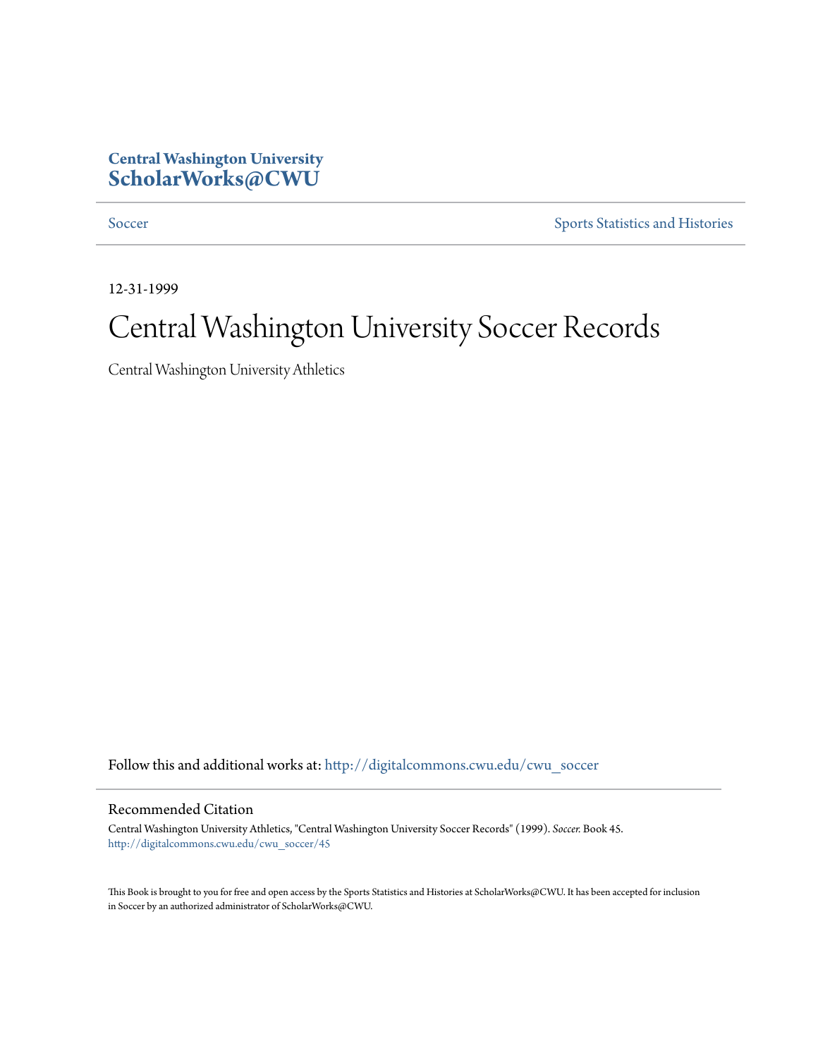**Central Washington University**
**ScholarWorks@CWU**

Soccer | Sports Statistics and Histories

12-31-1999

# Central Washington University Soccer Records

Central Washington University Athletics

Follow this and additional works at: http://digitalcommons.cwu.edu/cwu_soccer

## Recommended Citation

Central Washington University Athletics, "Central Washington University Soccer Records" (1999). *Soccer.* Book 45.
http://digitalcommons.cwu.edu/cwu_soccer/45

This Book is brought to you for free and open access by the Sports Statistics and Histories at ScholarWorks@CWU. It has been accepted for inclusion in Soccer by an authorized administrator of ScholarWorks@CWU.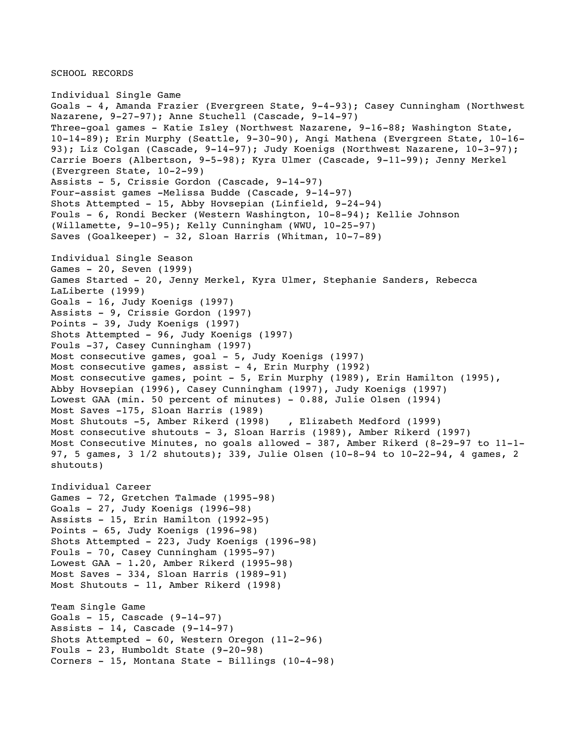# SCHOOL RECORDS

## Individual Single Game

Goals - 4, Amanda Frazier (Evergreen State, 9-4-93); Casey Cunningham (Northwest Nazarene, 9-27-97); Anne Stuchell (Cascade, 9-14-97)
Three-goal games - Katie Isley (Northwest Nazarene, 9-16-88; Washington State, 10-14-89); Erin Murphy (Seattle, 9-30-90), Angi Mathena (Evergreen State, 10-16-93); Liz Colgan (Cascade, 9-14-97); Judy Koenigs (Northwest Nazarene, 10-3-97); Carrie Boers (Albertson, 9-5-98); Kyra Ulmer (Cascade, 9-11-99); Jenny Merkel (Evergreen State, 10-2-99)
Assists - 5, Crissie Gordon (Cascade, 9-14-97)
Four-assist games -Melissa Budde (Cascade, 9-14-97)
Shots Attempted - 15, Abby Hovsepian (Linfield, 9-24-94)
Fouls - 6, Rondi Becker (Western Washington, 10-8-94); Kellie Johnson (Willamette, 9-10-95); Kelly Cunningham (WWU, 10-25-97)
Saves (Goalkeeper) - 32, Sloan Harris (Whitman, 10-7-89)

## Individual Single Season

Games - 20, Seven (1999)
Games Started - 20, Jenny Merkel, Kyra Ulmer, Stephanie Sanders, Rebecca LaLiberte (1999)
Goals - 16, Judy Koenigs (1997)
Assists - 9, Crissie Gordon (1997)
Points - 39, Judy Koenigs (1997)
Shots Attempted - 96, Judy Koenigs (1997)
Fouls -37, Casey Cunningham (1997)
Most consecutive games, goal - 5, Judy Koenigs (1997)
Most consecutive games, assist - 4, Erin Murphy (1992)
Most consecutive games, point - 5, Erin Murphy (1989), Erin Hamilton (1995), Abby Hovsepian (1996), Casey Cunningham (1997), Judy Koenigs (1997)
Lowest GAA (min. 50 percent of minutes) - 0.88, Julie Olsen (1994)
Most Saves -175, Sloan Harris (1989)
Most Shutouts -5, Amber Rikerd (1998) , Elizabeth Medford (1999)
Most consecutive shutouts - 3, Sloan Harris (1989), Amber Rikerd (1997)
Most Consecutive Minutes, no goals allowed - 387, Amber Rikerd (8-29-97 to 11-1-97, 5 games, 3 1/2 shutouts); 339, Julie Olsen (10-8-94 to 10-22-94, 4 games, 2 shutouts)

## Individual Career

Games - 72, Gretchen Talmade (1995-98)
Goals - 27, Judy Koenigs (1996-98)
Assists - 15, Erin Hamilton (1992-95)
Points - 65, Judy Koenigs (1996-98)
Shots Attempted - 223, Judy Koenigs (1996-98)
Fouls - 70, Casey Cunningham (1995-97)
Lowest GAA - 1.20, Amber Rikerd (1995-98)
Most Saves - 334, Sloan Harris (1989-91)
Most Shutouts - 11, Amber Rikerd (1998)

## Team Single Game

Goals - 15, Cascade (9-14-97)
Assists - 14, Cascade (9-14-97)
Shots Attempted - 60, Western Oregon (11-2-96)
Fouls - 23, Humboldt State (9-20-98)
Corners - 15, Montana State - Billings (10-4-98)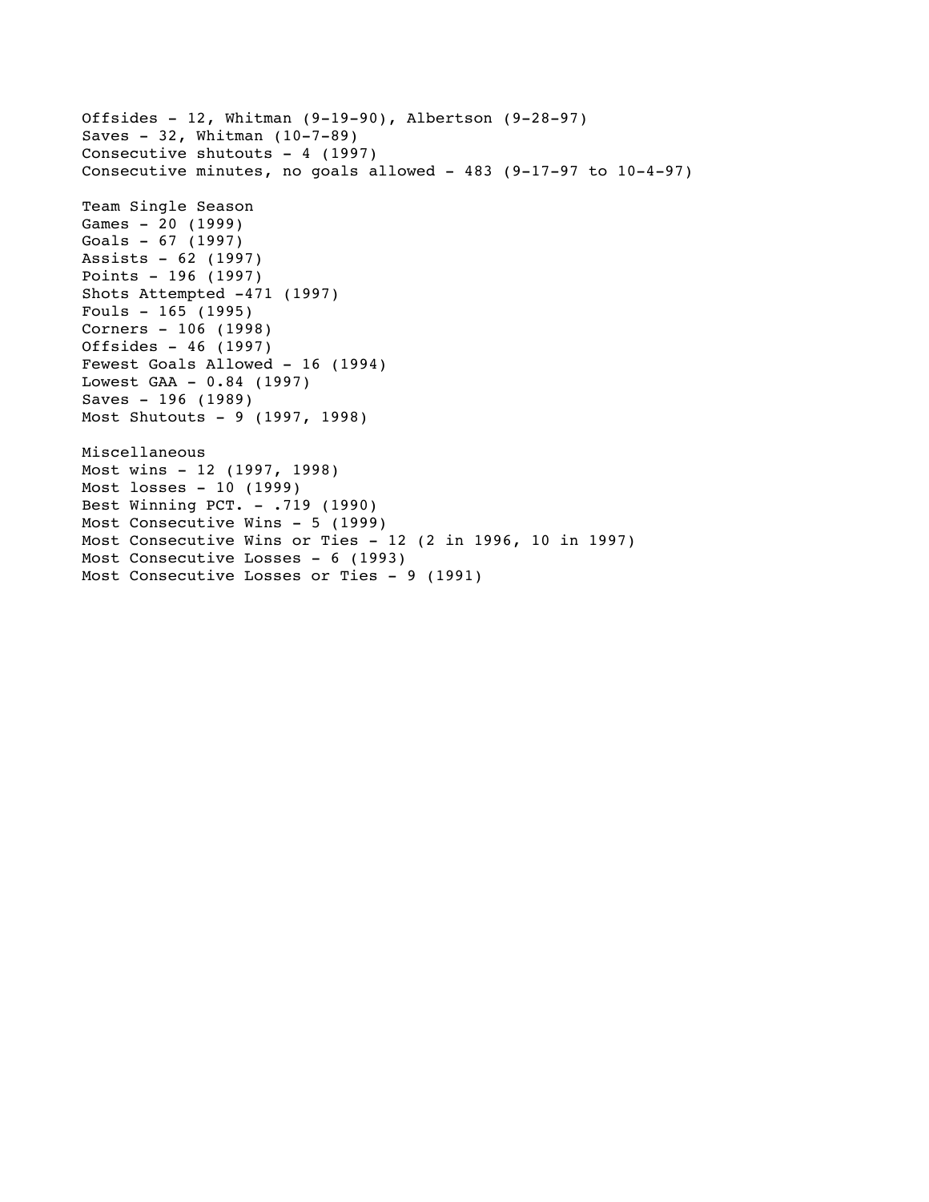Offsides - 12, Whitman (9-19-90), Albertson (9-28-97)
Saves - 32, Whitman (10-7-89)
Consecutive shutouts - 4 (1997)
Consecutive minutes, no goals allowed - 483 (9-17-97 to 10-4-97)

## Team Single Season

Games - 20 (1999)
Goals - 67 (1997)
Assists - 62 (1997)
Points - 196 (1997)
Shots Attempted -471 (1997)
Fouls - 165 (1995)
Corners - 106 (1998)
Offsides - 46 (1997)
Fewest Goals Allowed - 16 (1994)
Lowest GAA - 0.84 (1997)
Saves - 196 (1989)
Most Shutouts - 9 (1997, 1998)

## Miscellaneous

Most wins - 12 (1997, 1998)
Most losses - 10 (1999)
Best Winning PCT. - .719 (1990)
Most Consecutive Wins - 5 (1999)
Most Consecutive Wins or Ties - 12 (2 in 1996, 10 in 1997)
Most Consecutive Losses - 6 (1993)
Most Consecutive Losses or Ties - 9 (1991)